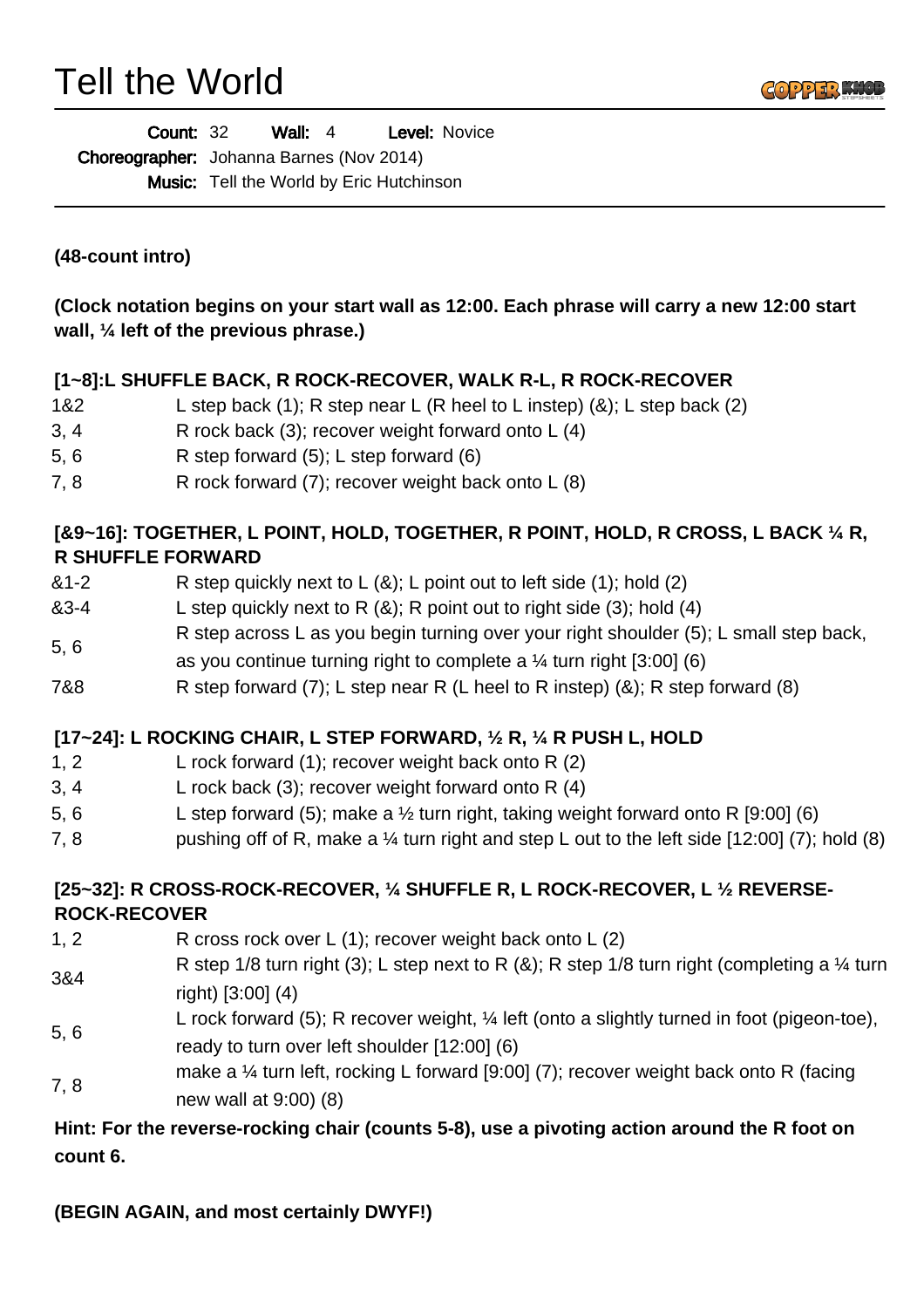# Tell the World

**Count:** 32 **Wall:** 4 **Level:** Novice

**Choreographer:** Johanna Barnes (Nov 2014)

**Music:** Tell the World by Eric Hutchinson

---

**(48-count intro)**

**(Clock notation begins on your start wall as 12:00. Each phrase will carry a new 12:00 start wall, ¼ left of the previous phrase.)**

### [1~8]:L SHUFFLE BACK, R ROCK-RECOVER, WALK R-L, R ROCK-RECOVER

| | |
|---|---|
| 1&2 | L step back (1); R step near L (R heel to L instep) (&); L step back (2) |
| 3, 4 | R rock back (3); recover weight forward onto L (4) |
| 5, 6 | R step forward (5); L step forward (6) |
| 7, 8 | R rock forward (7); recover weight back onto L (8) |

### [&9~16]: TOGETHER, L POINT, HOLD, TOGETHER, R POINT, HOLD, R CROSS, L BACK ¼ R, R SHUFFLE FORWARD

| | |
|---|---|
| &1-2 | R step quickly next to L (&); L point out to left side (1); hold (2) |
| &3-4 | L step quickly next to R (&); R point out to right side (3); hold (4) |
| 5, 6 | R step across L as you begin turning over your right shoulder (5); L small step back, as you continue turning right to complete a ¼ turn right [3:00] (6) |
| 7&8 | R step forward (7); L step near R (L heel to R instep) (&); R step forward (8) |

### [17~24]: L ROCKING CHAIR, L STEP FORWARD, ½ R, ¼ R PUSH L, HOLD

| | |
|---|---|
| 1, 2 | L rock forward (1); recover weight back onto R (2) |
| 3, 4 | L rock back (3); recover weight forward onto R (4) |
| 5, 6 | L step forward (5); make a ½ turn right, taking weight forward onto R [9:00] (6) |
| 7, 8 | pushing off of R, make a ¼ turn right and step L out to the left side [12:00] (7); hold (8) |

### [25~32]: R CROSS-ROCK-RECOVER, ¼ SHUFFLE R, L ROCK-RECOVER, L ½ REVERSE-ROCK-RECOVER

| | |
|---|---|
| 1, 2 | R cross rock over L (1); recover weight back onto L (2) |
| 3&4 | R step 1/8 turn right (3); L step next to R (&); R step 1/8 turn right (completing a ¼ turn right) [3:00] (4) |
| 5, 6 | L rock forward (5); R recover weight, ¼ left (onto a slightly turned in foot (pigeon-toe), ready to turn over left shoulder [12:00] (6) |
| 7, 8 | make a ¼ turn left, rocking L forward [9:00] (7); recover weight back onto R (facing new wall at 9:00) (8) |

**Hint: For the reverse-rocking chair (counts 5-8), use a pivoting action around the R foot on count 6.**

**(BEGIN AGAIN, and most certainly DWYF!)**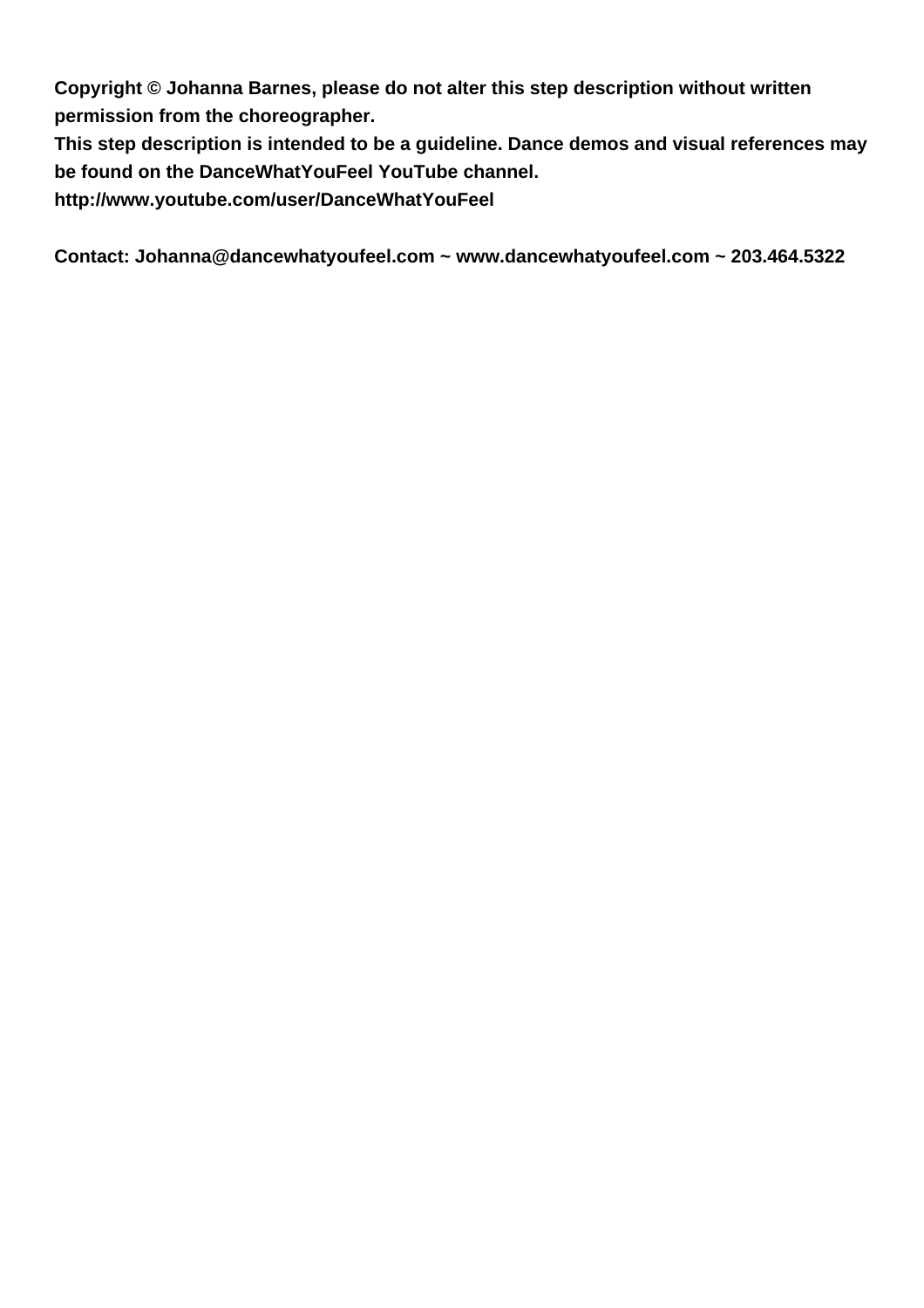**Copyright © Johanna Barnes, please do not alter this step description without written permission from the choreographer.**
**This step description is intended to be a guideline. Dance demos and visual references may be found on the DanceWhatYouFeel YouTube channel.**
**http://www.youtube.com/user/DanceWhatYouFeel**

**Contact: Johanna@dancewhatyoufeel.com ~ www.dancewhatyoufeel.com ~ 203.464.5322**